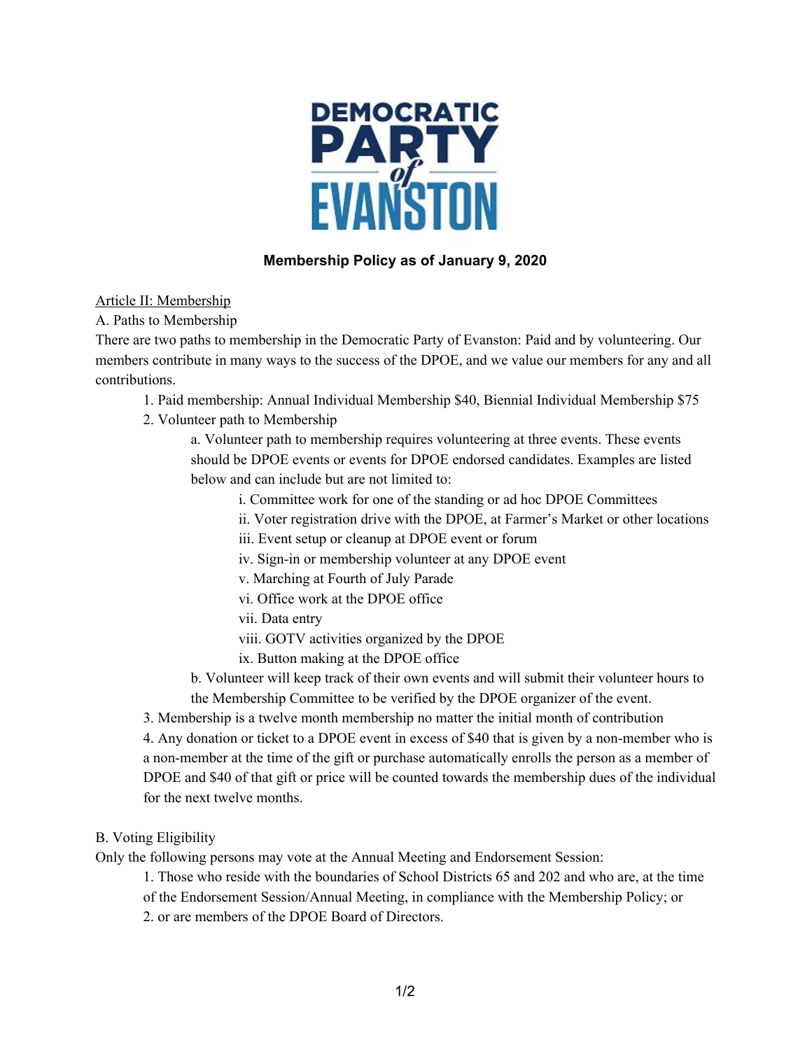**Membership Policy as of January 9, 2020**

Article II: Membership

A. Paths to Membership

There are two paths to membership in the Democratic Party of Evanston: Paid and by volunteering. Our members contribute in many ways to the success of the DPOE, and we value our members for any and all contributions.

1. Paid membership: Annual Individual Membership $40, Biennial Individual Membership $75
2. Volunteer path to Membership
    a. Volunteer path to membership requires volunteering at three events. These events should be DPOE events or events for DPOE endorsed candidates. Examples are listed below and can include but are not limited to:
        i. Committee work for one of the standing or ad hoc DPOE Committees
        ii. Voter registration drive with the DPOE, at Farmer's Market or other locations
        iii. Event setup or cleanup at DPOE event or forum
        iv. Sign-in or membership volunteer at any DPOE event
        v. Marching at Fourth of July Parade
        vi. Office work at the DPOE office
        vii. Data entry
        viii. GOTV activities organized by the DPOE
        ix. Button making at the DPOE office
    b. Volunteer will keep track of their own events and will submit their volunteer hours to the Membership Committee to be verified by the DPOE organizer of the event.
3. Membership is a twelve month membership no matter the initial month of contribution
4. Any donation or ticket to a DPOE event in excess of $40 that is given by a non-member who is a non-member at the time of the gift or purchase automatically enrolls the person as a member of DPOE and $40 of that gift or price will be counted towards the membership dues of the individual for the next twelve months.

B. Voting Eligibility

Only the following persons may vote at the Annual Meeting and Endorsement Session:

1. Those who reside with the boundaries of School Districts 65 and 202 and who are, at the time of the Endorsement Session/Annual Meeting, in compliance with the Membership Policy; or
2. or are members of the DPOE Board of Directors.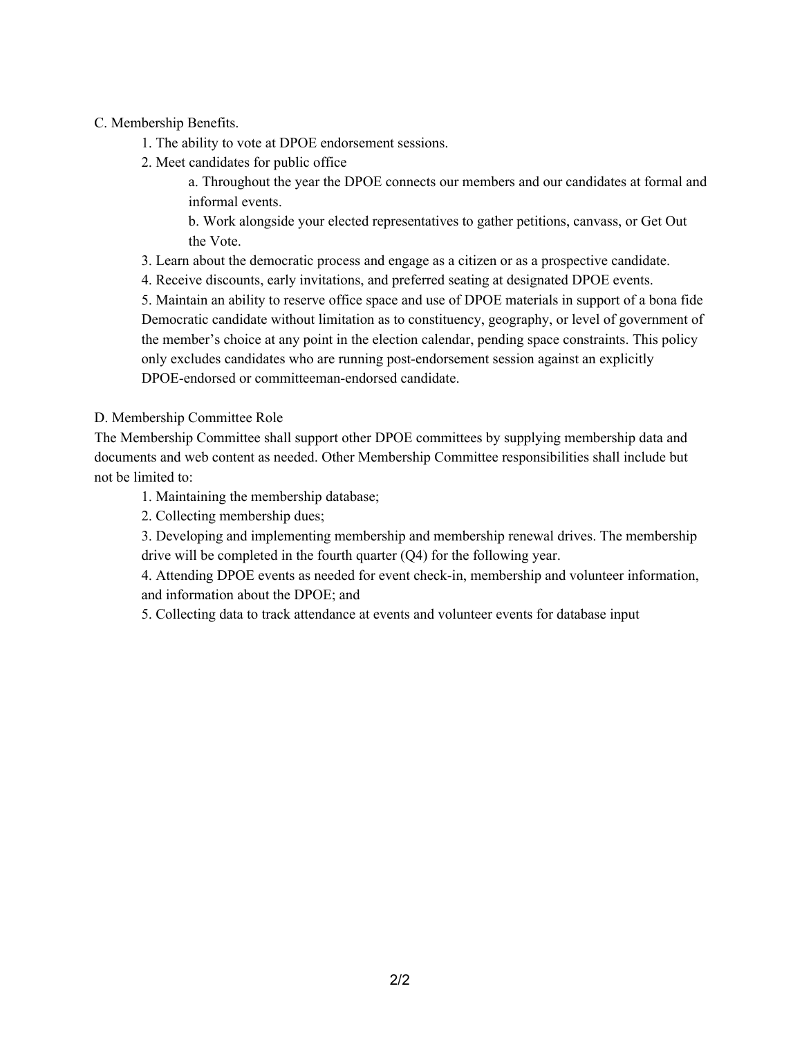C. Membership Benefits.

1. The ability to vote at DPOE endorsement sessions.
2. Meet candidates for public office
   a. Throughout the year the DPOE connects our members and our candidates at formal and informal events.
   b. Work alongside your elected representatives to gather petitions, canvass, or Get Out the Vote.
3. Learn about the democratic process and engage as a citizen or as a prospective candidate.
4. Receive discounts, early invitations, and preferred seating at designated DPOE events.
5. Maintain an ability to reserve office space and use of DPOE materials in support of a bona fide Democratic candidate without limitation as to constituency, geography, or level of government of the member's choice at any point in the election calendar, pending space constraints. This policy only excludes candidates who are running post-endorsement session against an explicitly DPOE-endorsed or committeeman-endorsed candidate.

D. Membership Committee Role

The Membership Committee shall support other DPOE committees by supplying membership data and documents and web content as needed. Other Membership Committee responsibilities shall include but not be limited to:

1. Maintaining the membership database;
2. Collecting membership dues;
3. Developing and implementing membership and membership renewal drives. The membership drive will be completed in the fourth quarter (Q4) for the following year.
4. Attending DPOE events as needed for event check-in, membership and volunteer information, and information about the DPOE; and
5. Collecting data to track attendance at events and volunteer events for database input